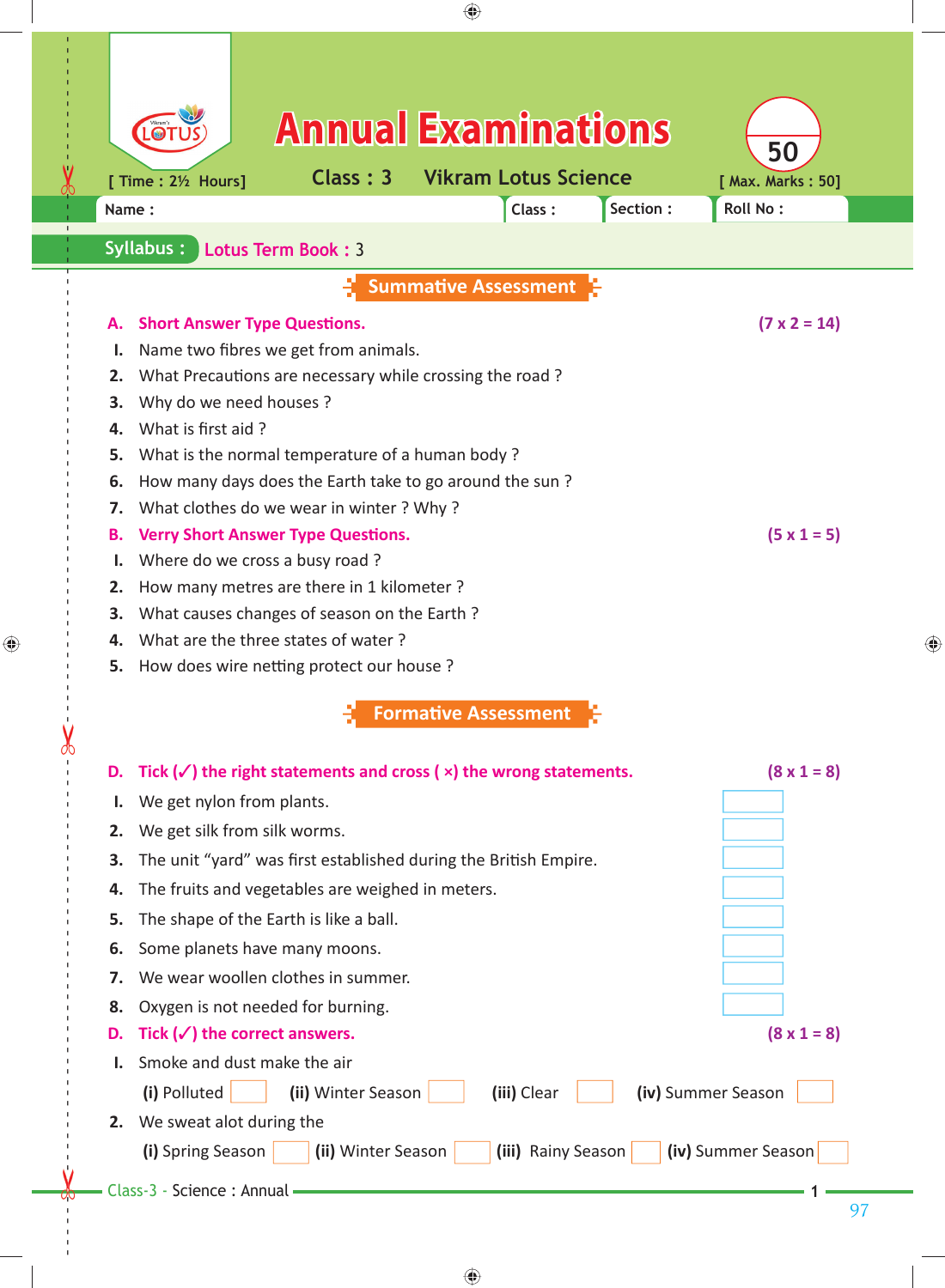# Annual Examinations

**50**

[ Time : 2½ Hours] Class : 3 Vikram Lotus Science [ Max. Marks : 50]

Name : Class : Section : Roll No :

**Syllabus :** Lotus Term Book : 3

## Summative Assessment

**A. Short Answer Type Questions.** **(7 x 2 = 14)**

1. Name two fibres we get from animals.
2. What Precautions are necessary while crossing the road ?
3. Why do we need houses ?
4. What is first aid ?
5. What is the normal temperature of a human body ?
6. How many days does the Earth take to go around the sun ?
7. What clothes do we wear in winter ? Why ?

**B. Verry Short Answer Type Questions.** **(5 x 1 = 5)**

1. Where do we cross a busy road ?
2. How many metres are there in 1 kilometer ?
3. What causes changes of season on the Earth ?
4. What are the three states of water ?
5. How does wire netting protect our house ?

## Formative Assessment

**D. Tick (✓) the right statements and cross ( ×) the wrong statements.** **(8 x 1 = 8)**

1. We get nylon from plants. ☐
2. We get silk from silk worms. ☐
3. The unit "yard" was first established during the British Empire. ☐
4. The fruits and vegetables are weighed in meters. ☐
5. The shape of the Earth is like a ball. ☐
6. Some planets have many moons. ☐
7. We wear woollen clothes in summer. ☐
8. Oxygen is not needed for burning. ☐

**D. Tick (✓) the correct answers.** **(8 x 1 = 8)**

1. Smoke and dust make the air
   **(i)** Polluted ☐ **(ii)** Winter Season ☐ **(iii)** Clear ☐ **(iv)** Summer Season ☐
2. We sweat alot during the
   **(i)** Spring Season ☐ **(ii)** Winter Season ☐ **(iii)** Rainy Season ☐ **(iv)** Summer Season ☐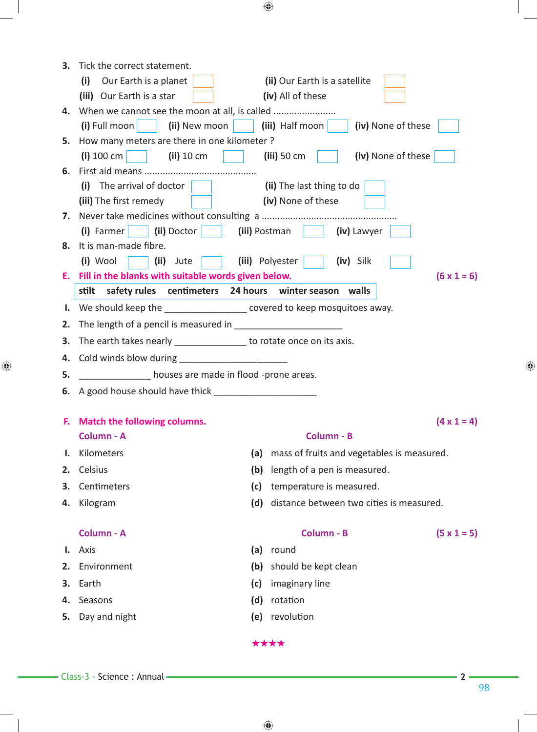3. Tick the correct statement.
   (i) Our Earth is a planet ☐ (ii) Our Earth is a satellite ☐
   (iii) Our Earth is a star ☐ (iv) All of these ☐
4. When we cannot see the moon at all, is called ........................
   (i) Full moon ☐ (ii) New moon ☐ (iii) Half moon ☐ (iv) None of these ☐
5. How many meters are there in one kilometer ?
   (i) 100 cm ☐ (ii) 10 cm ☐ (iii) 50 cm ☐ (iv) None of these ☐
6. First aid means ...........................................
   (i) The arrival of doctor ☐ (ii) The last thing to do ☐
   (iii) The first remedy ☐ (iv) None of these ☐
7. Never take medicines without consulting a ...................................................
   (i) Farmer ☐ (ii) Doctor ☐ (iii) Postman ☐ (iv) Lawyer ☐
8. It is man-made fibre.
   (i) Wool ☐ (ii) Jute ☐ (iii) Polyester ☐ (iv) Silk ☐

## E. Fill in the blanks with suitable words given below. (6 x 1 = 6)

**stilt safety rules centimeters 24 hours winter season walls**

1. We should keep the ________________ covered to keep mosquitoes away.
2. The length of a pencil is measured in ______________________
3. The earth takes nearly ______________ to rotate once on its axis.
4. Cold winds blow during ______________________
5. ______________ houses are made in flood -prone areas.
6. A good house should have thick ______________________

## F. Match the following columns. (4 x 1 = 4)

| Column - A | Column - B |
|---|---|
| 1. Kilometers | (a) mass of fruits and vegetables is measured. |
| 2. Celsius | (b) length of a pen is measured. |
| 3. Centimeters | (c) temperature is measured. |
| 4. Kilogram | (d) distance between two cities is measured. |

(5 x 1 = 5)

| Column - A | Column - B |
|---|---|
| 1. Axis | (a) round |
| 2. Environment | (b) should be kept clean |
| 3. Earth | (c) imaginary line |
| 4. Seasons | (d) rotation |
| 5. Day and night | (e) revolution |

★★★★